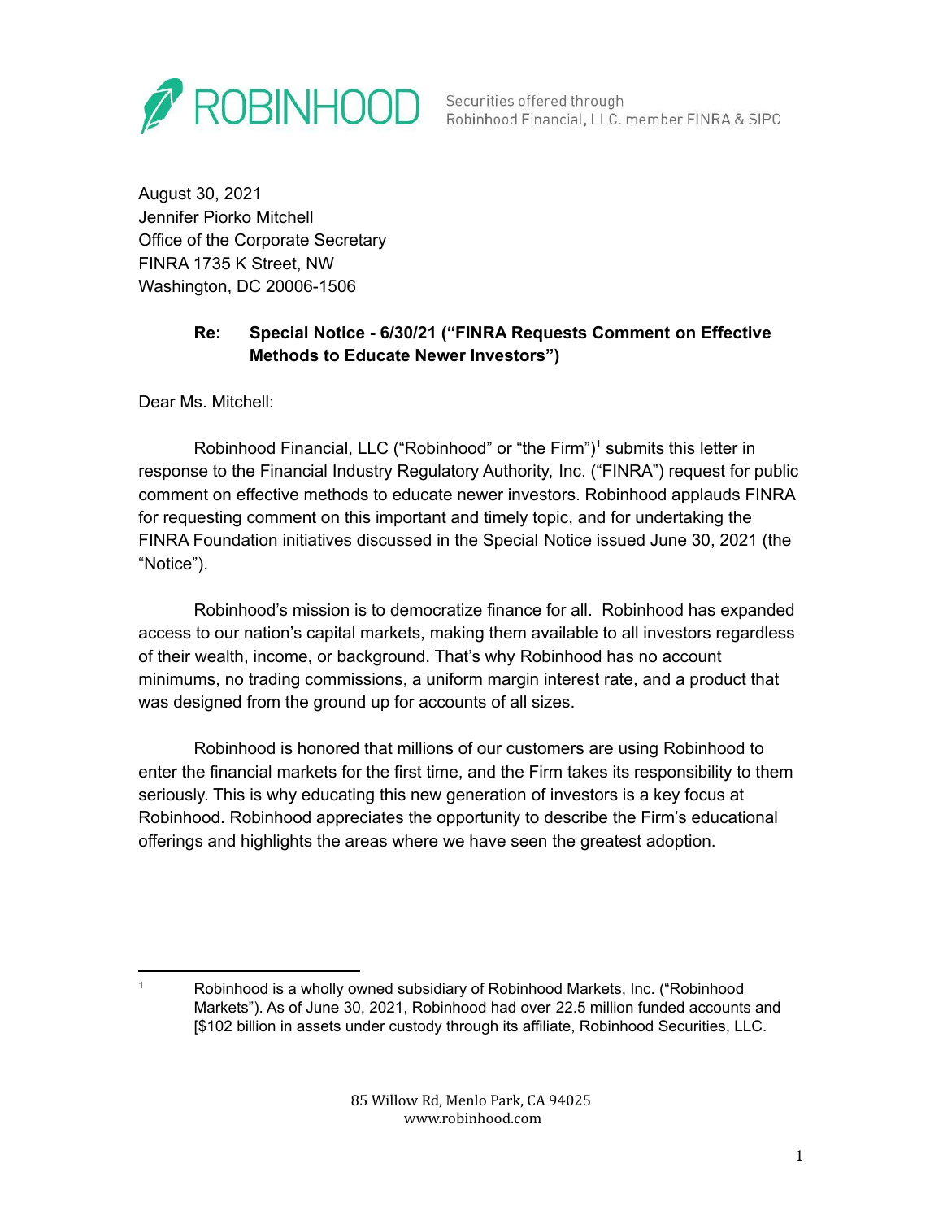ROBINHOOD — Securities offered through Robinhood Financial, LLC. member FINRA & SIPC

August 30, 2021
Jennifer Piorko Mitchell
Office of the Corporate Secretary
FINRA 1735 K Street, NW
Washington, DC 20006-1506

**Re: Special Notice - 6/30/21 ("FINRA Requests Comment on Effective Methods to Educate Newer Investors")**

Dear Ms. Mitchell:

Robinhood Financial, LLC ("Robinhood" or "the Firm")[1] submits this letter in response to the Financial Industry Regulatory Authority, Inc. ("FINRA") request for public comment on effective methods to educate newer investors. Robinhood applauds FINRA for requesting comment on this important and timely topic, and for undertaking the FINRA Foundation initiatives discussed in the Special Notice issued June 30, 2021 (the "Notice").

Robinhood's mission is to democratize finance for all. Robinhood has expanded access to our nation's capital markets, making them available to all investors regardless of their wealth, income, or background. That's why Robinhood has no account minimums, no trading commissions, a uniform margin interest rate, and a product that was designed from the ground up for accounts of all sizes.

Robinhood is honored that millions of our customers are using Robinhood to enter the financial markets for the first time, and the Firm takes its responsibility to them seriously. This is why educating this new generation of investors is a key focus at Robinhood. Robinhood appreciates the opportunity to describe the Firm's educational offerings and highlights the areas where we have seen the greatest adoption.

---

[1] Robinhood is a wholly owned subsidiary of Robinhood Markets, Inc. ("Robinhood Markets"). As of June 30, 2021, Robinhood had over 22.5 million funded accounts and [$102 billion in assets under custody through its affiliate, Robinhood Securities, LLC.

85 Willow Rd, Menlo Park, CA 94025
www.robinhood.com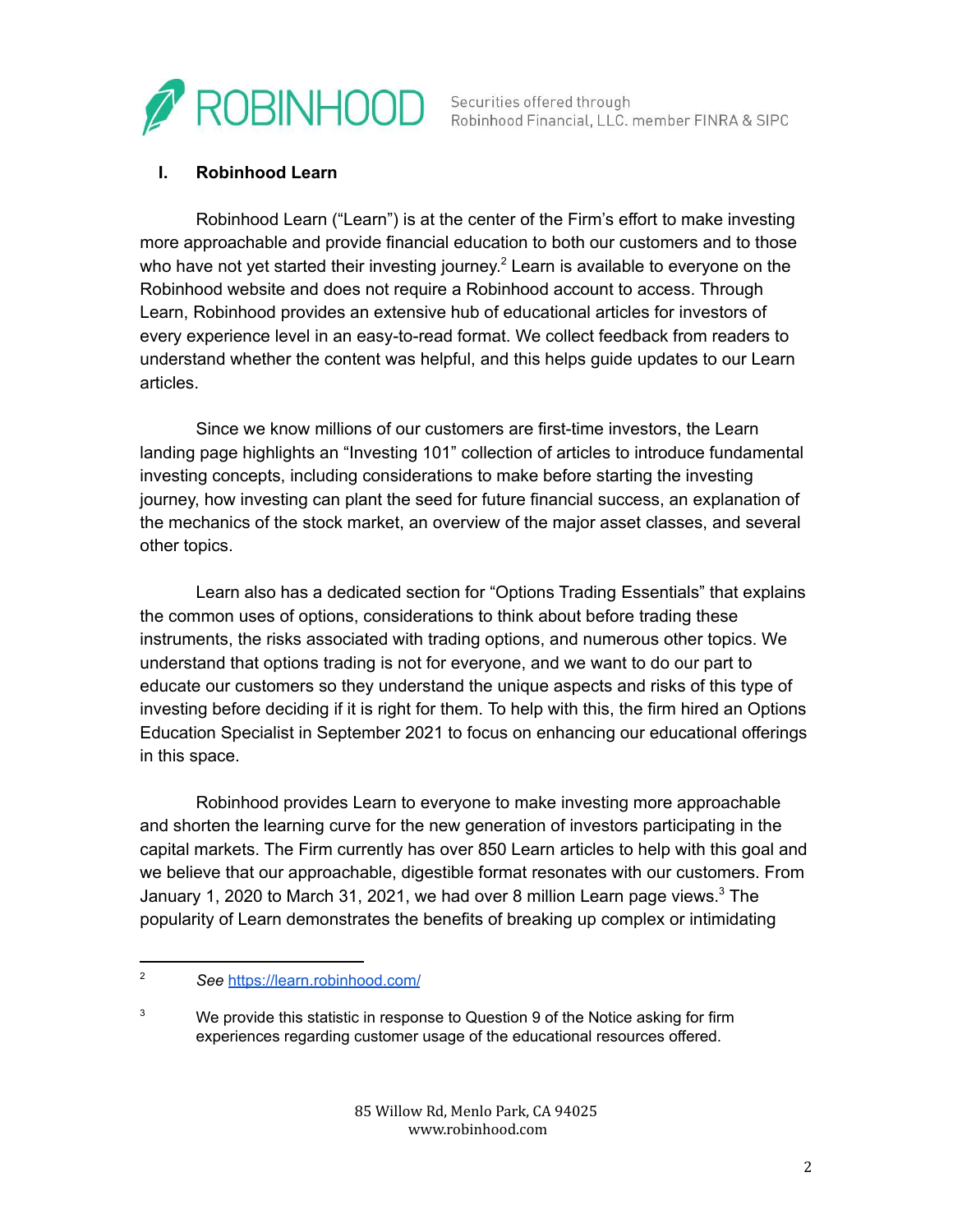## I. Robinhood Learn

Robinhood Learn ("Learn") is at the center of the Firm's effort to make investing more approachable and provide financial education to both our customers and to those who have not yet started their investing journey.[2] Learn is available to everyone on the Robinhood website and does not require a Robinhood account to access. Through Learn, Robinhood provides an extensive hub of educational articles for investors of every experience level in an easy-to-read format. We collect feedback from readers to understand whether the content was helpful, and this helps guide updates to our Learn articles.

Since we know millions of our customers are first-time investors, the Learn landing page highlights an "Investing 101" collection of articles to introduce fundamental investing concepts, including considerations to make before starting the investing journey, how investing can plant the seed for future financial success, an explanation of the mechanics of the stock market, an overview of the major asset classes, and several other topics.

Learn also has a dedicated section for "Options Trading Essentials" that explains the common uses of options, considerations to think about before trading these instruments, the risks associated with trading options, and numerous other topics. We understand that options trading is not for everyone, and we want to do our part to educate our customers so they understand the unique aspects and risks of this type of investing before deciding if it is right for them. To help with this, the firm hired an Options Education Specialist in September 2021 to focus on enhancing our educational offerings in this space.

Robinhood provides Learn to everyone to make investing more approachable and shorten the learning curve for the new generation of investors participating in the capital markets. The Firm currently has over 850 Learn articles to help with this goal and we believe that our approachable, digestible format resonates with our customers. From January 1, 2020 to March 31, 2021, we had over 8 million Learn page views.[3] The popularity of Learn demonstrates the benefits of breaking up complex or intimidating

---

[2] *See* https://learn.robinhood.com/

[3] We provide this statistic in response to Question 9 of the Notice asking for firm experiences regarding customer usage of the educational resources offered.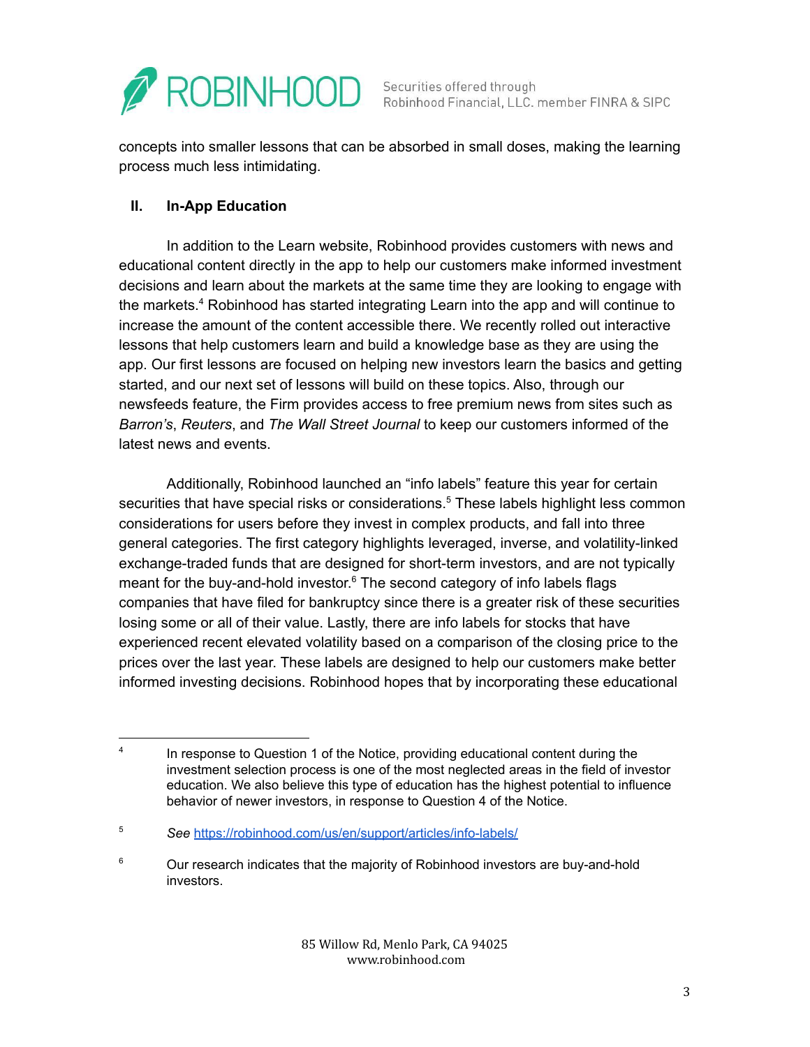concepts into smaller lessons that can be absorbed in small doses, making the learning process much less intimidating.

## II. In-App Education

In addition to the Learn website, Robinhood provides customers with news and educational content directly in the app to help our customers make informed investment decisions and learn about the markets at the same time they are looking to engage with the markets.[4] Robinhood has started integrating Learn into the app and will continue to increase the amount of the content accessible there. We recently rolled out interactive lessons that help customers learn and build a knowledge base as they are using the app. Our first lessons are focused on helping new investors learn the basics and getting started, and our next set of lessons will build on these topics. Also, through our newsfeeds feature, the Firm provides access to free premium news from sites such as *Barron's*, *Reuters*, and *The Wall Street Journal* to keep our customers informed of the latest news and events.

Additionally, Robinhood launched an "info labels" feature this year for certain securities that have special risks or considerations.[5] These labels highlight less common considerations for users before they invest in complex products, and fall into three general categories. The first category highlights leveraged, inverse, and volatility-linked exchange-traded funds that are designed for short-term investors, and are not typically meant for the buy-and-hold investor.[6] The second category of info labels flags companies that have filed for bankruptcy since there is a greater risk of these securities losing some or all of their value. Lastly, there are info labels for stocks that have experienced recent elevated volatility based on a comparison of the closing price to the prices over the last year. These labels are designed to help our customers make better informed investing decisions. Robinhood hopes that by incorporating these educational

---

[4] In response to Question 1 of the Notice, providing educational content during the investment selection process is one of the most neglected areas in the field of investor education. We also believe this type of education has the highest potential to influence behavior of newer investors, in response to Question 4 of the Notice.

[5] *See* https://robinhood.com/us/en/support/articles/info-labels/

[6] Our research indicates that the majority of Robinhood investors are buy-and-hold investors.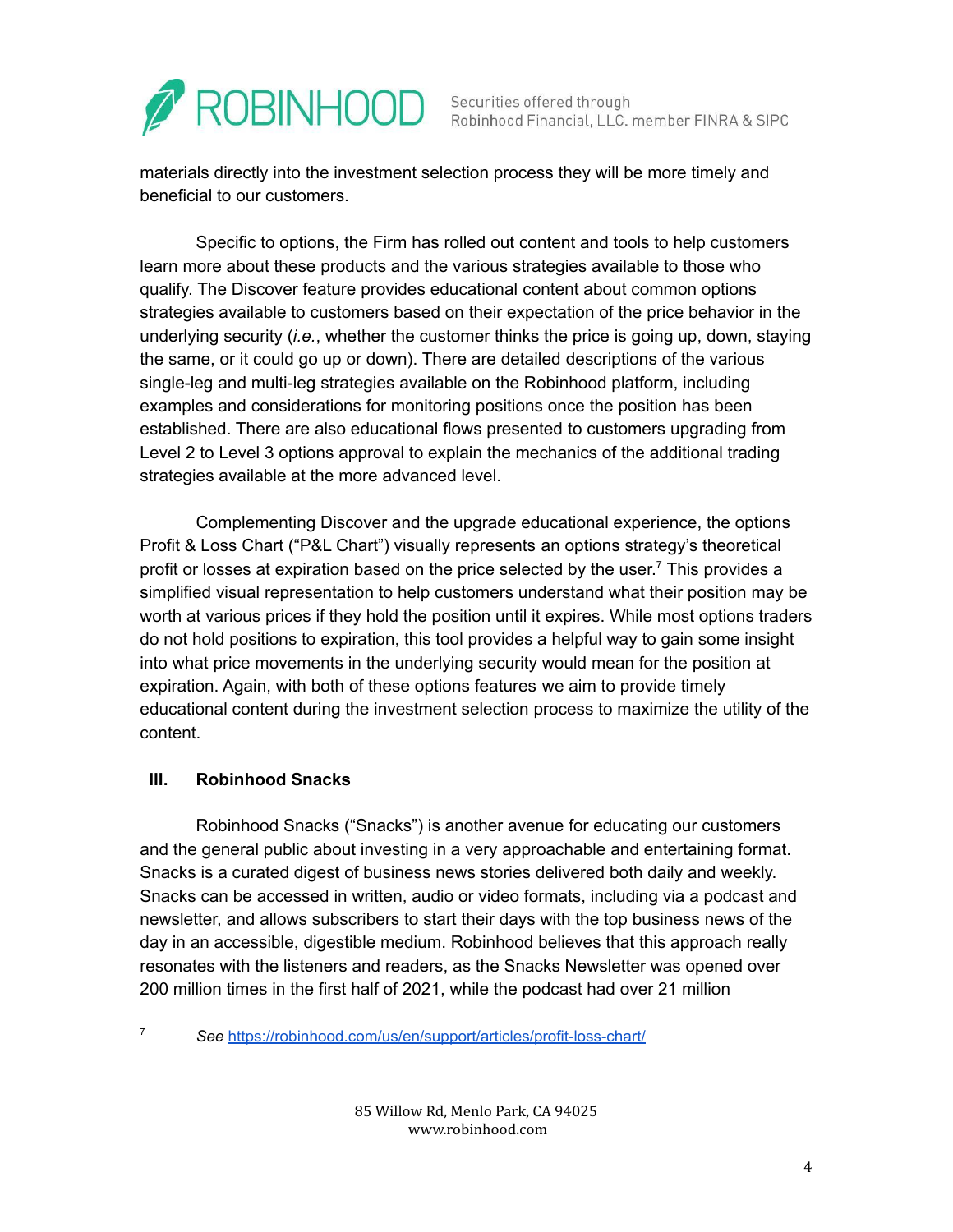materials directly into the investment selection process they will be more timely and beneficial to our customers.

Specific to options, the Firm has rolled out content and tools to help customers learn more about these products and the various strategies available to those who qualify. The Discover feature provides educational content about common options strategies available to customers based on their expectation of the price behavior in the underlying security (*i.e.*, whether the customer thinks the price is going up, down, staying the same, or it could go up or down). There are detailed descriptions of the various single-leg and multi-leg strategies available on the Robinhood platform, including examples and considerations for monitoring positions once the position has been established. There are also educational flows presented to customers upgrading from Level 2 to Level 3 options approval to explain the mechanics of the additional trading strategies available at the more advanced level.

Complementing Discover and the upgrade educational experience, the options Profit & Loss Chart ("P&L Chart") visually represents an options strategy's theoretical profit or losses at expiration based on the price selected by the user.[7] This provides a simplified visual representation to help customers understand what their position may be worth at various prices if they hold the position until it expires. While most options traders do not hold positions to expiration, this tool provides a helpful way to gain some insight into what price movements in the underlying security would mean for the position at expiration. Again, with both of these options features we aim to provide timely educational content during the investment selection process to maximize the utility of the content.

## III. Robinhood Snacks

Robinhood Snacks ("Snacks") is another avenue for educating our customers and the general public about investing in a very approachable and entertaining format. Snacks is a curated digest of business news stories delivered both daily and weekly. Snacks can be accessed in written, audio or video formats, including via a podcast and newsletter, and allows subscribers to start their days with the top business news of the day in an accessible, digestible medium. Robinhood believes that this approach really resonates with the listeners and readers, as the Snacks Newsletter was opened over 200 million times in the first half of 2021, while the podcast had over 21 million

---

[7] *See* https://robinhood.com/us/en/support/articles/profit-loss-chart/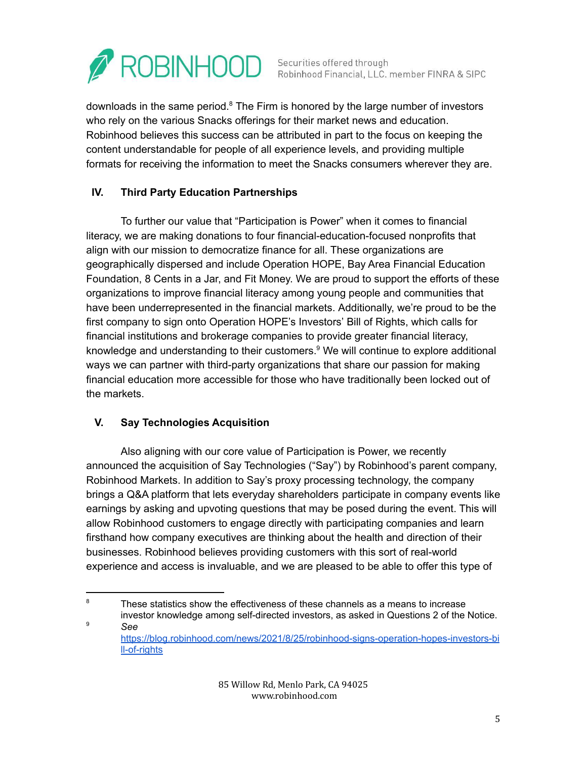downloads in the same period.[8] The Firm is honored by the large number of investors who rely on the various Snacks offerings for their market news and education. Robinhood believes this success can be attributed in part to the focus on keeping the content understandable for people of all experience levels, and providing multiple formats for receiving the information to meet the Snacks consumers wherever they are.

## IV. Third Party Education Partnerships

To further our value that "Participation is Power" when it comes to financial literacy, we are making donations to four financial-education-focused nonprofits that align with our mission to democratize finance for all. These organizations are geographically dispersed and include Operation HOPE, Bay Area Financial Education Foundation, 8 Cents in a Jar, and Fit Money. We are proud to support the efforts of these organizations to improve financial literacy among young people and communities that have been underrepresented in the financial markets. Additionally, we're proud to be the first company to sign onto Operation HOPE's Investors' Bill of Rights, which calls for financial institutions and brokerage companies to provide greater financial literacy, knowledge and understanding to their customers.[9] We will continue to explore additional ways we can partner with third-party organizations that share our passion for making financial education more accessible for those who have traditionally been locked out of the markets.

## V. Say Technologies Acquisition

Also aligning with our core value of Participation is Power, we recently announced the acquisition of Say Technologies ("Say") by Robinhood's parent company, Robinhood Markets. In addition to Say's proxy processing technology, the company brings a Q&A platform that lets everyday shareholders participate in company events like earnings by asking and upvoting questions that may be posed during the event. This will allow Robinhood customers to engage directly with participating companies and learn firsthand how company executives are thinking about the health and direction of their businesses. Robinhood believes providing customers with this sort of real-world experience and access is invaluable, and we are pleased to be able to offer this type of

---

[8] These statistics show the effectiveness of these channels as a means to increase investor knowledge among self-directed investors, as asked in Questions 2 of the Notice.

[9] *See* https://blog.robinhood.com/news/2021/8/25/robinhood-signs-operation-hopes-investors-bill-of-rights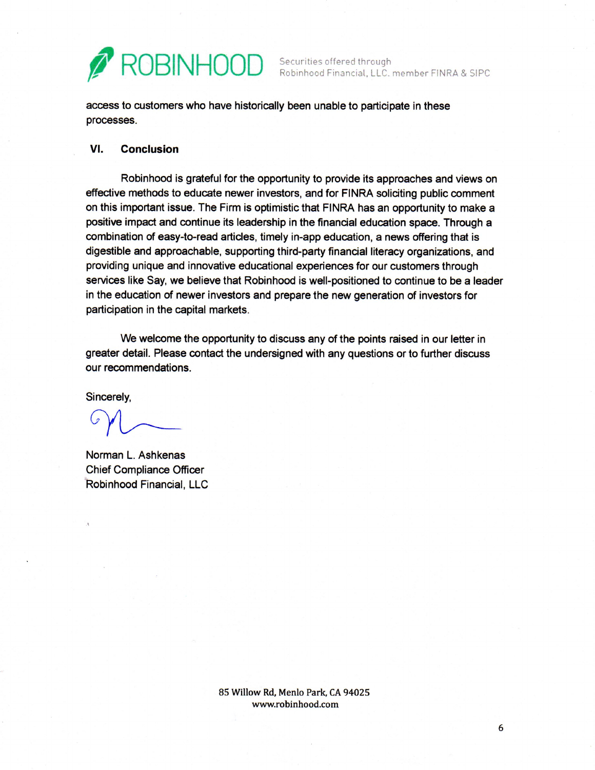access to customers who have historically been unable to participate in these processes.

## VI. Conclusion

Robinhood is grateful for the opportunity to provide its approaches and views on effective methods to educate newer investors, and for FINRA soliciting public comment on this important issue. The Firm is optimistic that FINRA has an opportunity to make a positive impact and continue its leadership in the financial education space. Through a combination of easy-to-read articles, timely in-app education, a news offering that is digestible and approachable, supporting third-party financial literacy organizations, and providing unique and innovative educational experiences for our customers through services like Say, we believe that Robinhood is well-positioned to continue to be a leader in the education of newer investors and prepare the new generation of investors for participation in the capital markets.

We welcome the opportunity to discuss any of the points raised in our letter in greater detail. Please contact the undersigned with any questions or to further discuss our recommendations.

Sincerely,

Norman L. Ashkenas
Chief Compliance Officer
Robinhood Financial, LLC